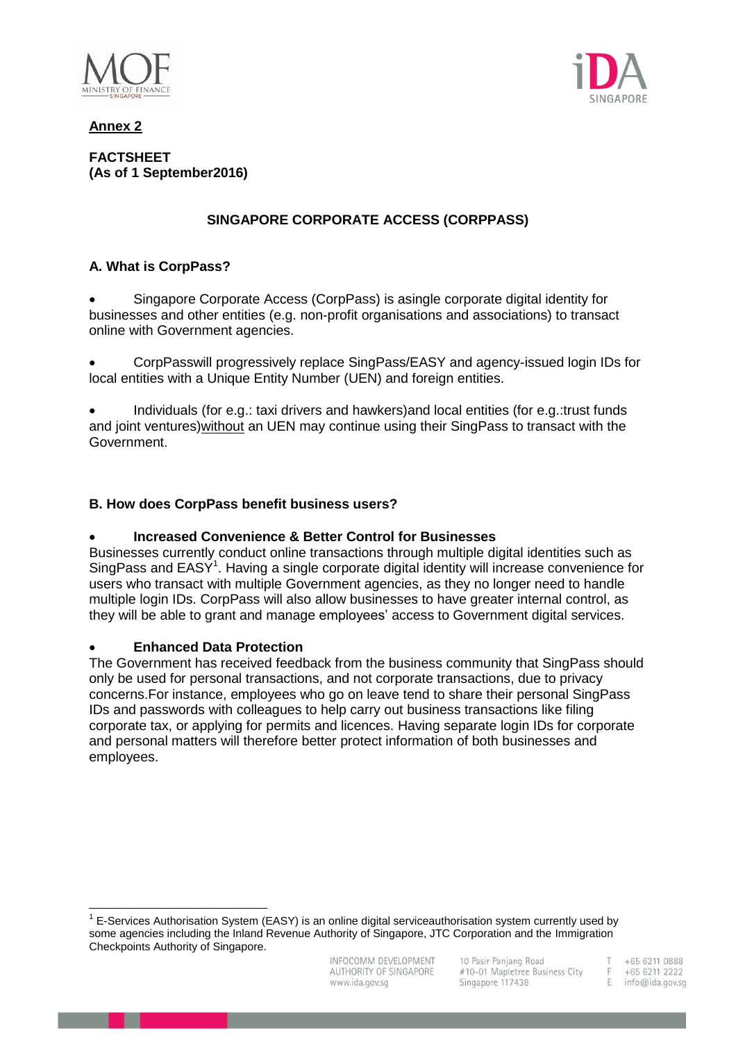**Annex 2**

**FACTSHEET**
**(As of 1 September2016)**

## SINGAPORE CORPORATE ACCESS (CORPPASS)

### A. What is CorpPass?

- Singapore Corporate Access (CorpPass) is asingle corporate digital identity for businesses and other entities (e.g. non-profit organisations and associations) to transact online with Government agencies.

- CorpPasswill progressively replace SingPass/EASY and agency-issued login IDs for local entities with a Unique Entity Number (UEN) and foreign entities.

- Individuals (for e.g.: taxi drivers and hawkers)and local entities (for e.g.:trust funds and joint ventures)<u>without</u> an UEN may continue using their SingPass to transact with the Government.

### B. How does CorpPass benefit business users?

- **Increased Convenience & Better Control for Businesses**

Businesses currently conduct online transactions through multiple digital identities such as SingPass and EASY[1]. Having a single corporate digital identity will increase convenience for users who transact with multiple Government agencies, as they no longer need to handle multiple login IDs. CorpPass will also allow businesses to have greater internal control, as they will be able to grant and manage employees' access to Government digital services.

- **Enhanced Data Protection**

The Government has received feedback from the business community that SingPass should only be used for personal transactions, and not corporate transactions, due to privacy concerns.For instance, employees who go on leave tend to share their personal SingPass IDs and passwords with colleagues to help carry out business transactions like filing corporate tax, or applying for permits and licences. Having separate login IDs for corporate and personal matters will therefore better protect information of both businesses and employees.

[1] E-Services Authorisation System (EASY) is an online digital serviceauthorisation system currently used by some agencies including the Inland Revenue Authority of Singapore, JTC Corporation and the Immigration Checkpoints Authority of Singapore.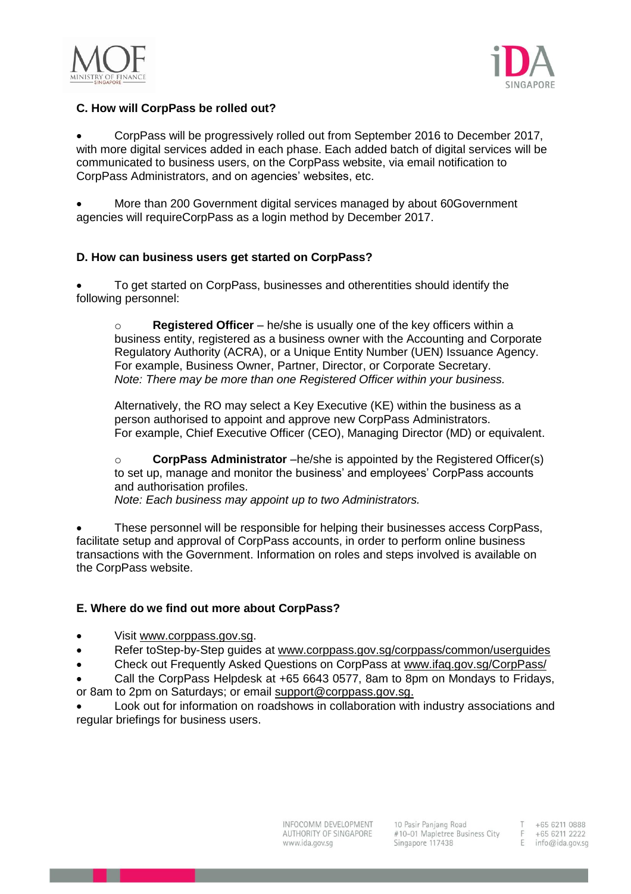### C. How will CorpPass be rolled out?

- CorpPass will be progressively rolled out from September 2016 to December 2017, with more digital services added in each phase. Each added batch of digital services will be communicated to business users, on the CorpPass website, via email notification to CorpPass Administrators, and on agencies' websites, etc.

- More than 200 Government digital services managed by about 60Government agencies will requireCorpPass as a login method by December 2017.

### D. How can business users get started on CorpPass?

- To get started on CorpPass, businesses and otherentities should identify the following personnel:

  - **Registered Officer** – he/she is usually one of the key officers within a business entity, registered as a business owner with the Accounting and Corporate Regulatory Authority (ACRA), or a Unique Entity Number (UEN) Issuance Agency. For example, Business Owner, Partner, Director, or Corporate Secretary.
    *Note: There may be more than one Registered Officer within your business.*

    Alternatively, the RO may select a Key Executive (KE) within the business as a person authorised to appoint and approve new CorpPass Administrators. For example, Chief Executive Officer (CEO), Managing Director (MD) or equivalent.

  - **CorpPass Administrator** –he/she is appointed by the Registered Officer(s) to set up, manage and monitor the business' and employees' CorpPass accounts and authorisation profiles.
    *Note: Each business may appoint up to two Administrators.*

- These personnel will be responsible for helping their businesses access CorpPass, facilitate setup and approval of CorpPass accounts, in order to perform online business transactions with the Government. Information on roles and steps involved is available on the CorpPass website.

### E. Where do we find out more about CorpPass?

- Visit www.corppass.gov.sg.
- Refer toStep-by-Step guides at www.corppass.gov.sg/corppass/common/userguides
- Check out Frequently Asked Questions on CorpPass at www.ifaq.gov.sg/CorpPass/
- Call the CorpPass Helpdesk at +65 6643 0577, 8am to 8pm on Mondays to Fridays, or 8am to 2pm on Saturdays; or email support@corppass.gov.sg.
- Look out for information on roadshows in collaboration with industry associations and regular briefings for business users.